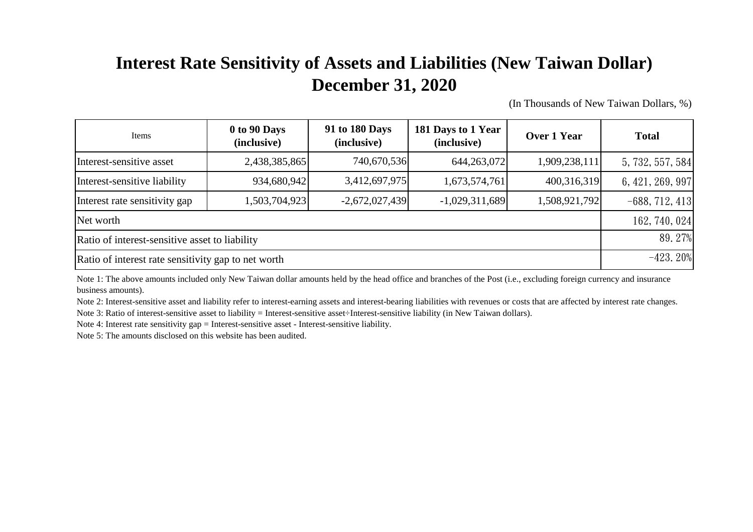# Interest Rate Sensitivity of Assets and Liabilities (New Taiwan Dollar)
# December 31, 2020

(In Thousands of New Taiwan Dollars, %)

| Items | 0 to 90 Days (inclusive) | 91 to 180 Days (inclusive) | 181 Days to 1 Year (inclusive) | Over 1 Year | Total |
|---|---|---|---|---|---|
| Interest-sensitive asset | 2,438,385,865 | 740,670,536 | 644,263,072 | 1,909,238,111 | 5,732,557,584 |
| Interest-sensitive liability | 934,680,942 | 3,412,697,975 | 1,673,574,761 | 400,316,319 | 6,421,269,997 |
| Interest rate sensitivity gap | 1,503,704,923 | -2,672,027,439 | -1,029,311,689 | 1,508,921,792 | -688,712,413 |
| Net worth | | | | | 162,740,024 |
| Ratio of interest-sensitive asset to liability | | | | | 89.27% |
| Ratio of interest rate sensitivity gap to net worth | | | | | -423.20% |

Note 1: The above amounts included only New Taiwan dollar amounts held by the head office and branches of the Post (i.e., excluding foreign currency and insurance business amounts).

Note 2: Interest-sensitive asset and liability refer to interest-earning assets and interest-bearing liabilities with revenues or costs that are affected by interest rate changes.

Note 3: Ratio of interest-sensitive asset to liability = Interest-sensitive asset÷Interest-sensitive liability (in New Taiwan dollars).

Note 4: Interest rate sensitivity gap = Interest-sensitive asset - Interest-sensitive liability.

Note 5: The amounts disclosed on this website has been audited.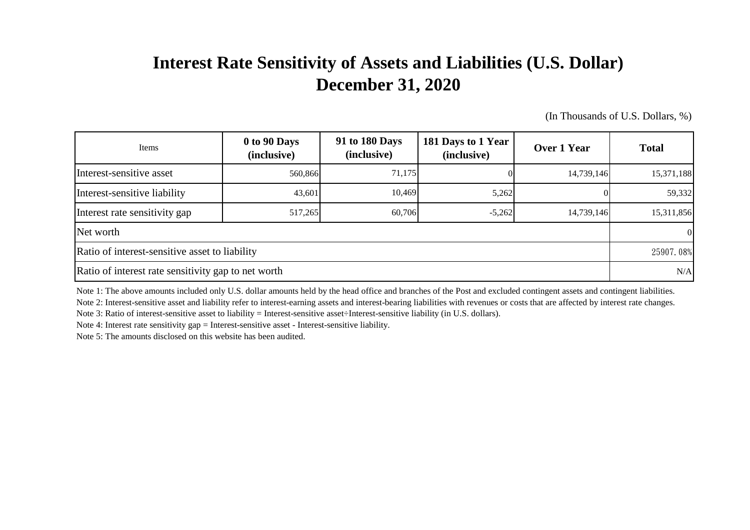# Interest Rate Sensitivity of Assets and Liabilities (U.S. Dollar)
# December 31, 2020

(In Thousands of U.S. Dollars, %)

| Items | 0 to 90 Days (inclusive) | 91 to 180 Days (inclusive) | 181 Days to 1 Year (inclusive) | Over 1 Year | Total |
|---|---|---|---|---|---|
| Interest-sensitive asset | 560,866 | 71,175 | 0 | 14,739,146 | 15,371,188 |
| Interest-sensitive liability | 43,601 | 10,469 | 5,262 | 0 | 59,332 |
| Interest rate sensitivity gap | 517,265 | 60,706 | -5,262 | 14,739,146 | 15,311,856 |
| Net worth | | | | | 0 |
| Ratio of interest-sensitive asset to liability | | | | | 25907.08% |
| Ratio of interest rate sensitivity gap to net worth | | | | | N/A |

Note 1: The above amounts included only U.S. dollar amounts held by the head office and branches of the Post and excluded contingent assets and contingent liabilities.

Note 2: Interest-sensitive asset and liability refer to interest-earning assets and interest-bearing liabilities with revenues or costs that are affected by interest rate changes.

Note 3: Ratio of interest-sensitive asset to liability = Interest-sensitive asset÷Interest-sensitive liability (in U.S. dollars).

Note 4: Interest rate sensitivity gap = Interest-sensitive asset - Interest-sensitive liability.

Note 5: The amounts disclosed on this website has been audited.